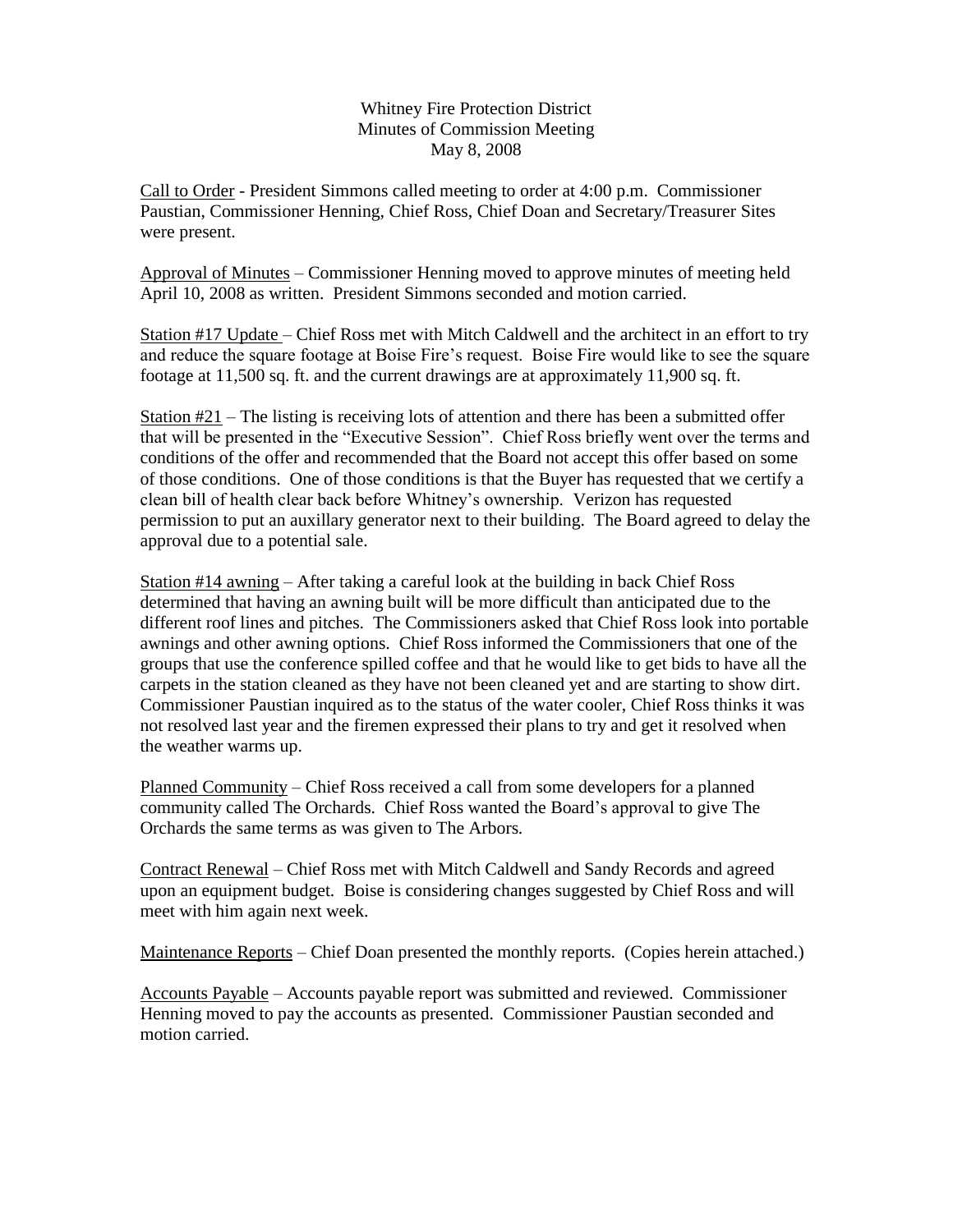Whitney Fire Protection District
Minutes of Commission Meeting
May 8, 2008

Call to Order - President Simmons called meeting to order at 4:00 p.m. Commissioner Paustian, Commissioner Henning, Chief Ross, Chief Doan and Secretary/Treasurer Sites were present.

Approval of Minutes – Commissioner Henning moved to approve minutes of meeting held April 10, 2008 as written. President Simmons seconded and motion carried.

Station #17 Update – Chief Ross met with Mitch Caldwell and the architect in an effort to try and reduce the square footage at Boise Fire's request. Boise Fire would like to see the square footage at 11,500 sq. ft. and the current drawings are at approximately 11,900 sq. ft.

Station #21 – The listing is receiving lots of attention and there has been a submitted offer that will be presented in the "Executive Session". Chief Ross briefly went over the terms and conditions of the offer and recommended that the Board not accept this offer based on some of those conditions. One of those conditions is that the Buyer has requested that we certify a clean bill of health clear back before Whitney's ownership. Verizon has requested permission to put an auxillary generator next to their building. The Board agreed to delay the approval due to a potential sale.

Station #14 awning – After taking a careful look at the building in back Chief Ross determined that having an awning built will be more difficult than anticipated due to the different roof lines and pitches. The Commissioners asked that Chief Ross look into portable awnings and other awning options. Chief Ross informed the Commissioners that one of the groups that use the conference spilled coffee and that he would like to get bids to have all the carpets in the station cleaned as they have not been cleaned yet and are starting to show dirt. Commissioner Paustian inquired as to the status of the water cooler, Chief Ross thinks it was not resolved last year and the firemen expressed their plans to try and get it resolved when the weather warms up.

Planned Community – Chief Ross received a call from some developers for a planned community called The Orchards. Chief Ross wanted the Board's approval to give The Orchards the same terms as was given to The Arbors.

Contract Renewal – Chief Ross met with Mitch Caldwell and Sandy Records and agreed upon an equipment budget. Boise is considering changes suggested by Chief Ross and will meet with him again next week.

Maintenance Reports – Chief Doan presented the monthly reports. (Copies herein attached.)

Accounts Payable – Accounts payable report was submitted and reviewed. Commissioner Henning moved to pay the accounts as presented. Commissioner Paustian seconded and motion carried.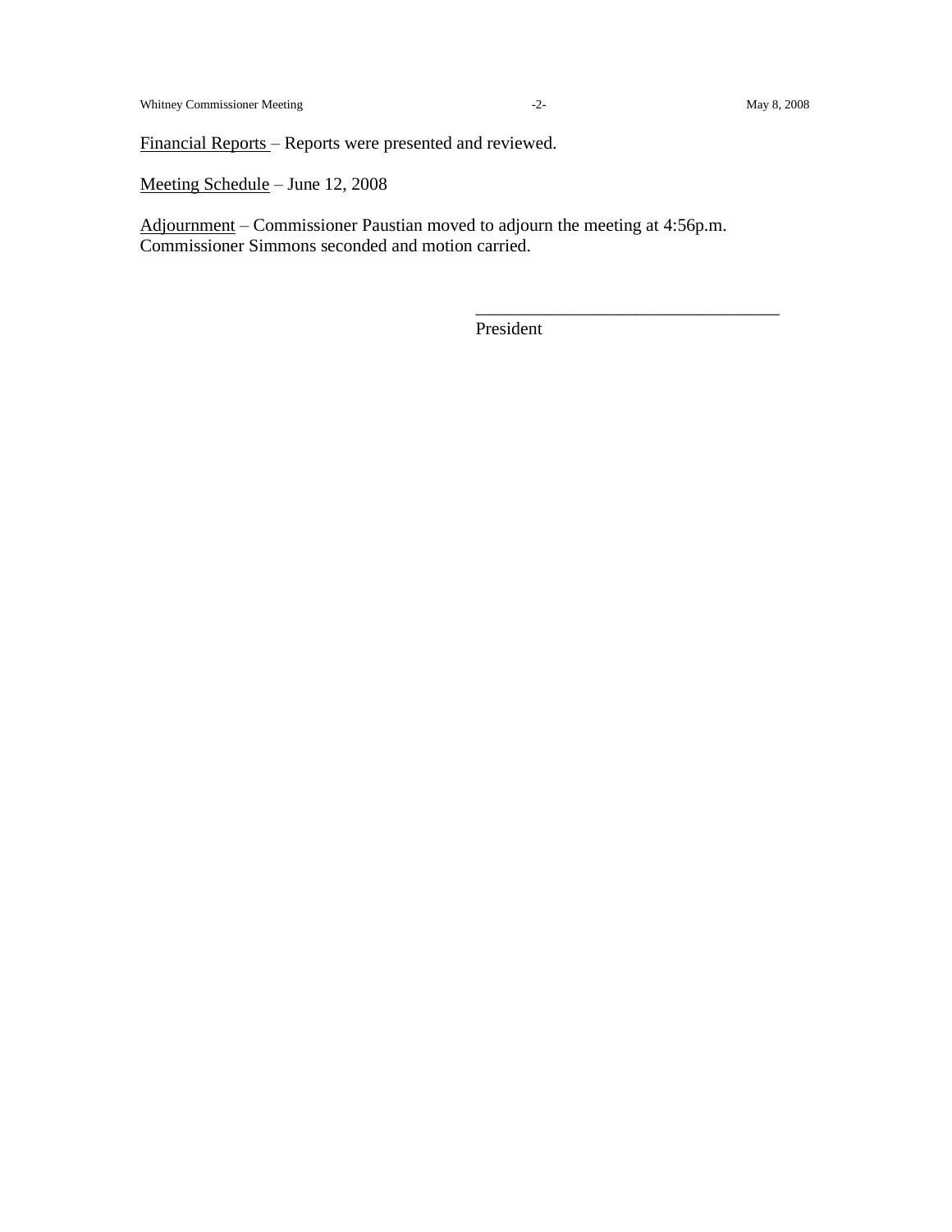Financial Reports – Reports were presented and reviewed.

Meeting Schedule – June 12, 2008

Adjournment – Commissioner Paustian moved to adjourn the meeting at 4:56p.m. Commissioner Simmons seconded and motion carried.

\_\_\_\_\_\_\_\_\_\_\_\_\_\_\_\_\_\_\_\_\_\_\_\_\_\_\_\_\_\_\_\_\_\_

President